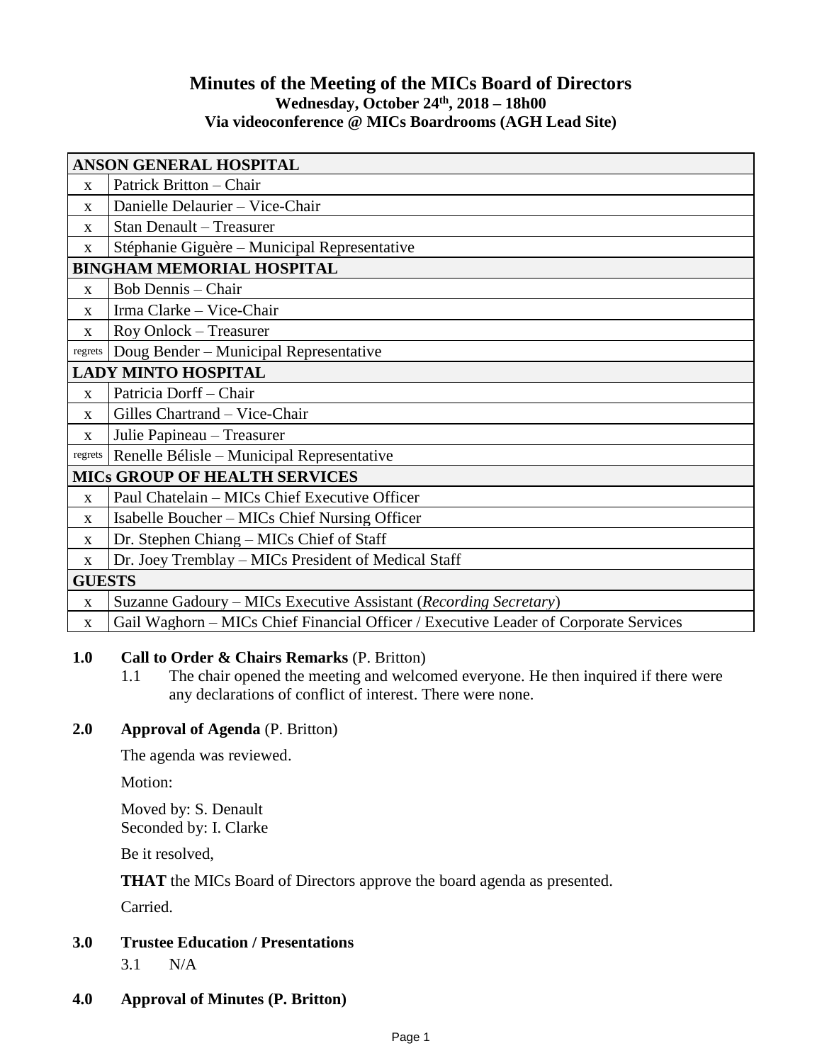# Minutes of the Meeting of the MICs Board of Directors

**Wednesday, October 24th, 2018 – 18h00**
**Via videoconference @ MICs Boardrooms (AGH Lead Site)**

| ANSON GENERAL HOSPITAL | |
|---|---|
| x | Patrick Britton – Chair |
| x | Danielle Delaurier – Vice-Chair |
| x | Stan Denault – Treasurer |
| x | Stéphanie Giguère – Municipal Representative |
| **BINGHAM MEMORIAL HOSPITAL** | |
| x | Bob Dennis – Chair |
| x | Irma Clarke – Vice-Chair |
| x | Roy Onlock – Treasurer |
| regrets | Doug Bender – Municipal Representative |
| **LADY MINTO HOSPITAL** | |
| x | Patricia Dorff – Chair |
| x | Gilles Chartrand – Vice-Chair |
| x | Julie Papineau – Treasurer |
| regrets | Renelle Bélisle – Municipal Representative |
| **MICs GROUP OF HEALTH SERVICES** | |
| x | Paul Chatelain – MICs Chief Executive Officer |
| x | Isabelle Boucher – MICs Chief Nursing Officer |
| x | Dr. Stephen Chiang – MICs Chief of Staff |
| x | Dr. Joey Tremblay – MICs President of Medical Staff |
| **GUESTS** | |
| x | Suzanne Gadoury – MICs Executive Assistant (*Recording Secretary*) |
| x | Gail Waghorn – MICs Chief Financial Officer / Executive Leader of Corporate Services |

**1.0 Call to Order & Chairs Remarks** (P. Britton)

1.1 The chair opened the meeting and welcomed everyone. He then inquired if there were any declarations of conflict of interest. There were none.

**2.0 Approval of Agenda** (P. Britton)

The agenda was reviewed.

Motion:

Moved by: S. Denault
Seconded by: I. Clarke

Be it resolved,

**THAT** the MICs Board of Directors approve the board agenda as presented.

Carried.

**3.0 Trustee Education / Presentations**

3.1 N/A

**4.0 Approval of Minutes (P. Britton)**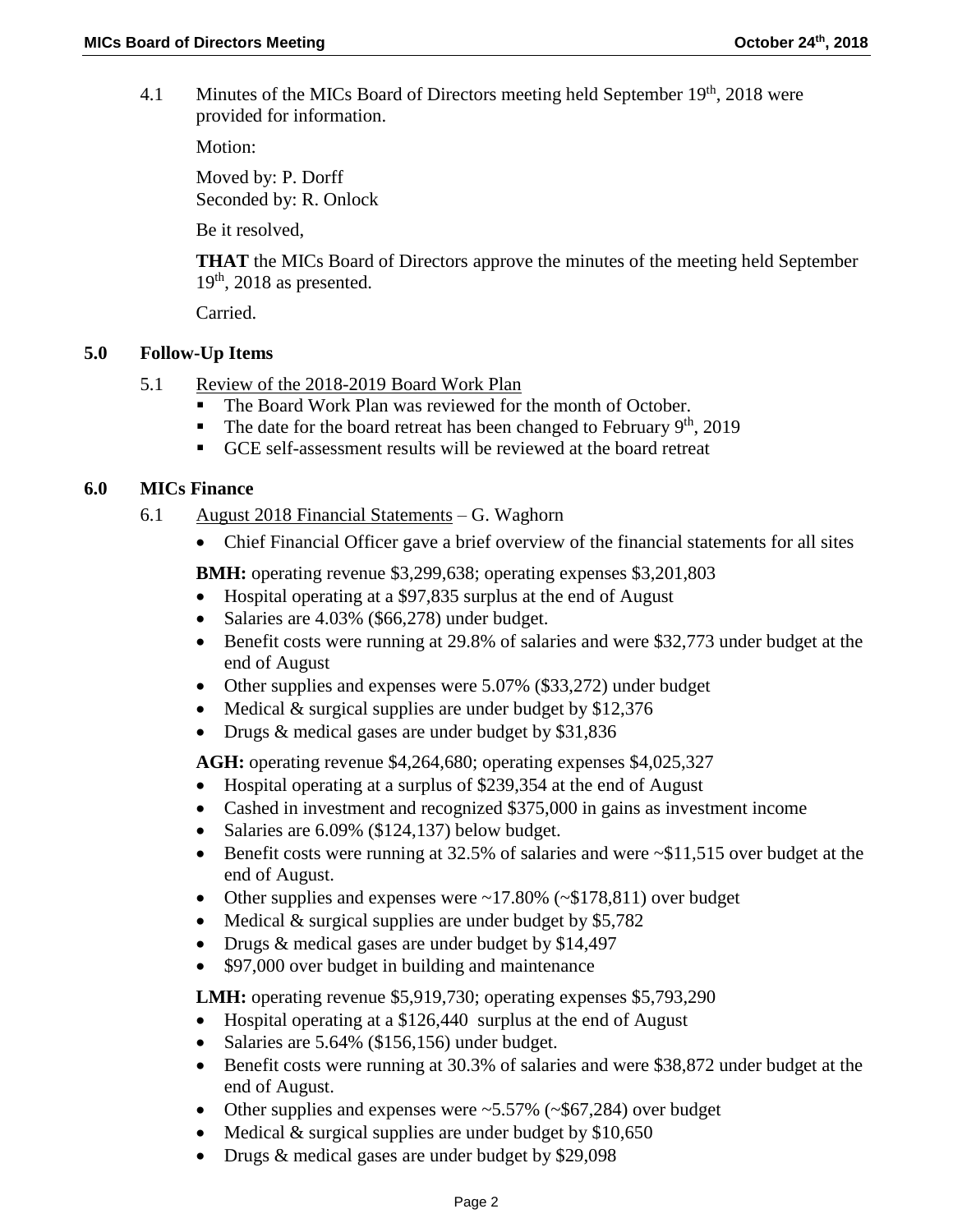4.1 Minutes of the MICs Board of Directors meeting held September 19th, 2018 were provided for information.

Motion:

Moved by: P. Dorff
Seconded by: R. Onlock

Be it resolved,

**THAT** the MICs Board of Directors approve the minutes of the meeting held September 19th, 2018 as presented.

Carried.

## 5.0 Follow-Up Items

5.1 Review of the 2018-2019 Board Work Plan

- The Board Work Plan was reviewed for the month of October.
- The date for the board retreat has been changed to February 9th, 2019
- GCE self-assessment results will be reviewed at the board retreat

## 6.0 MICs Finance

6.1 August 2018 Financial Statements – G. Waghorn

- Chief Financial Officer gave a brief overview of the financial statements for all sites

**BMH:** operating revenue $3,299,638; operating expenses $3,201,803

- Hospital operating at a $97,835 surplus at the end of August
- Salaries are 4.03% ($66,278) under budget.
- Benefit costs were running at 29.8% of salaries and were $32,773 under budget at the end of August
- Other supplies and expenses were 5.07% ($33,272) under budget
- Medical & surgical supplies are under budget by $12,376
- Drugs & medical gases are under budget by $31,836

**AGH:** operating revenue $4,264,680; operating expenses $4,025,327

- Hospital operating at a surplus of $239,354 at the end of August
- Cashed in investment and recognized $375,000 in gains as investment income
- Salaries are 6.09% ($124,137) below budget.
- Benefit costs were running at 32.5% of salaries and were ~$11,515 over budget at the end of August.
- Other supplies and expenses were ~17.80% (~$178,811) over budget
- Medical & surgical supplies are under budget by $5,782
- Drugs & medical gases are under budget by $14,497
- $97,000 over budget in building and maintenance

**LMH:** operating revenue $5,919,730; operating expenses $5,793,290

- Hospital operating at a $126,440 surplus at the end of August
- Salaries are 5.64% ($156,156) under budget.
- Benefit costs were running at 30.3% of salaries and were $38,872 under budget at the end of August.
- Other supplies and expenses were ~5.57% (~$67,284) over budget
- Medical & surgical supplies are under budget by $10,650
- Drugs & medical gases are under budget by $29,098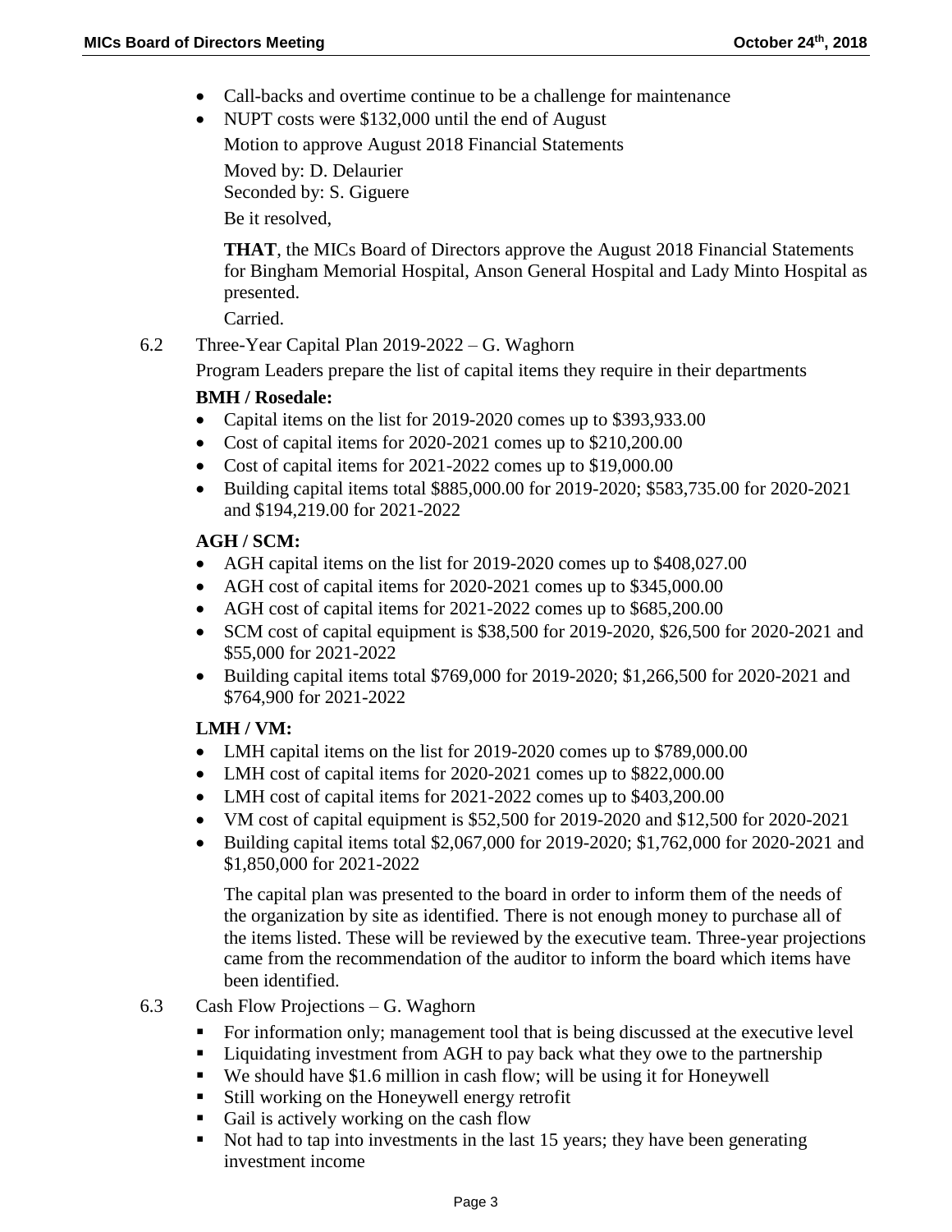- Call-backs and overtime continue to be a challenge for maintenance
- NUPT costs were $132,000 until the end of August

  Motion to approve August 2018 Financial Statements

  Moved by: D. Delaurier
  Seconded by: S. Giguere

  Be it resolved,

  **THAT**, the MICs Board of Directors approve the August 2018 Financial Statements for Bingham Memorial Hospital, Anson General Hospital and Lady Minto Hospital as presented.

  Carried.

6.2 Three-Year Capital Plan 2019-2022 – G. Waghorn

Program Leaders prepare the list of capital items they require in their departments

**BMH / Rosedale:**

- Capital items on the list for 2019-2020 comes up to $393,933.00
- Cost of capital items for 2020-2021 comes up to $210,200.00
- Cost of capital items for 2021-2022 comes up to $19,000.00
- Building capital items total $885,000.00 for 2019-2020; $583,735.00 for 2020-2021 and $194,219.00 for 2021-2022

**AGH / SCM:**

- AGH capital items on the list for 2019-2020 comes up to $408,027.00
- AGH cost of capital items for 2020-2021 comes up to $345,000.00
- AGH cost of capital items for 2021-2022 comes up to $685,200.00
- SCM cost of capital equipment is $38,500 for 2019-2020, $26,500 for 2020-2021 and $55,000 for 2021-2022
- Building capital items total $769,000 for 2019-2020; $1,266,500 for 2020-2021 and $764,900 for 2021-2022

**LMH / VM:**

- LMH capital items on the list for 2019-2020 comes up to $789,000.00
- LMH cost of capital items for 2020-2021 comes up to $822,000.00
- LMH cost of capital items for 2021-2022 comes up to $403,200.00
- VM cost of capital equipment is $52,500 for 2019-2020 and $12,500 for 2020-2021
- Building capital items total $2,067,000 for 2019-2020; $1,762,000 for 2020-2021 and $1,850,000 for 2021-2022

The capital plan was presented to the board in order to inform them of the needs of the organization by site as identified. There is not enough money to purchase all of the items listed. These will be reviewed by the executive team. Three-year projections came from the recommendation of the auditor to inform the board which items have been identified.

6.3 Cash Flow Projections – G. Waghorn

- For information only; management tool that is being discussed at the executive level
- Liquidating investment from AGH to pay back what they owe to the partnership
- We should have $1.6 million in cash flow; will be using it for Honeywell
- Still working on the Honeywell energy retrofit
- Gail is actively working on the cash flow
- Not had to tap into investments in the last 15 years; they have been generating investment income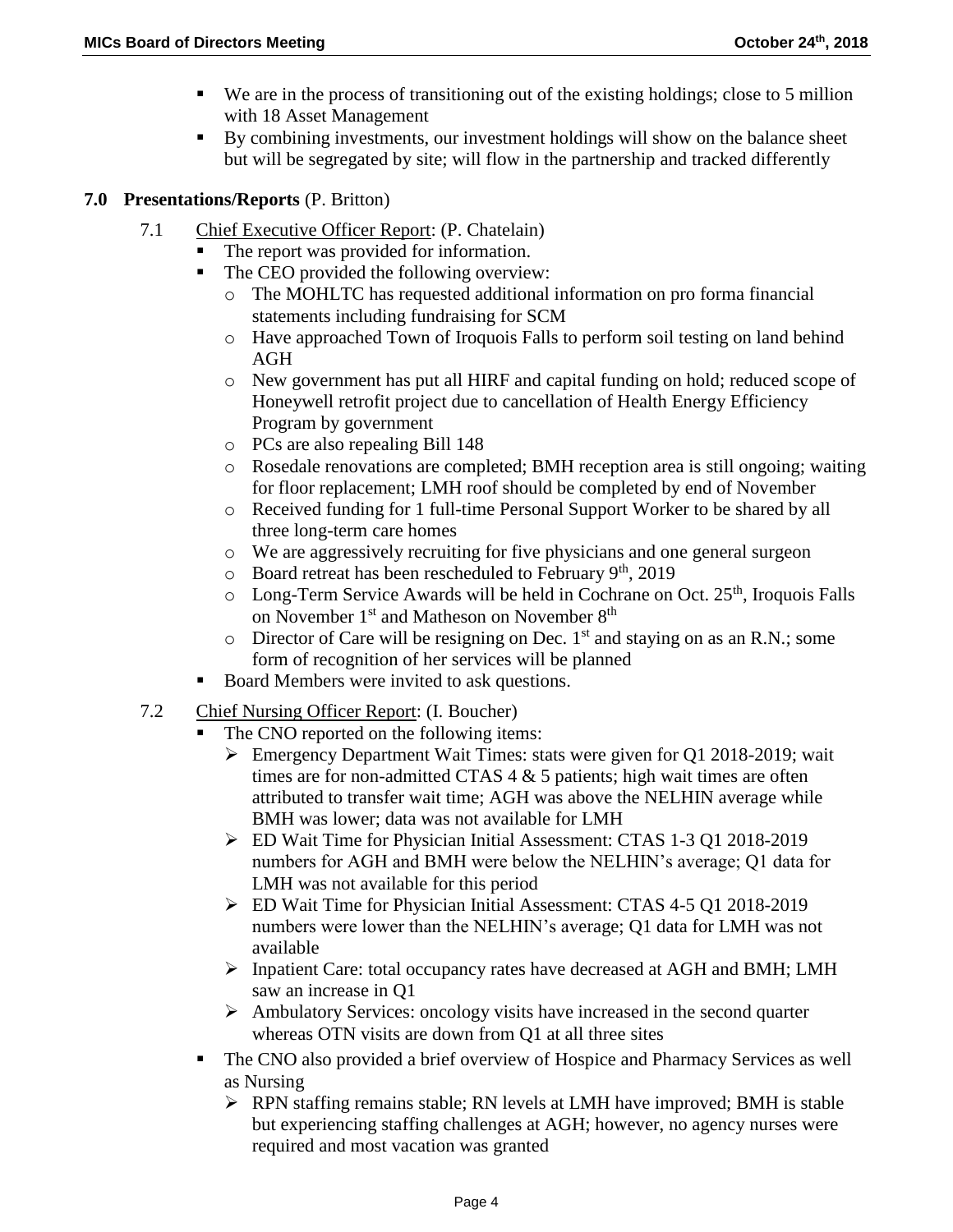- We are in the process of transitioning out of the existing holdings; close to 5 million with 18 Asset Management
- By combining investments, our investment holdings will show on the balance sheet but will be segregated by site; will flow in the partnership and tracked differently

**7.0 Presentations/Reports** (P. Britton)

7.1 Chief Executive Officer Report: (P. Chatelain)

- The report was provided for information.
- The CEO provided the following overview:
  - The MOHLTC has requested additional information on pro forma financial statements including fundraising for SCM
  - Have approached Town of Iroquois Falls to perform soil testing on land behind AGH
  - New government has put all HIRF and capital funding on hold; reduced scope of Honeywell retrofit project due to cancellation of Health Energy Efficiency Program by government
  - PCs are also repealing Bill 148
  - Rosedale renovations are completed; BMH reception area is still ongoing; waiting for floor replacement; LMH roof should be completed by end of November
  - Received funding for 1 full-time Personal Support Worker to be shared by all three long-term care homes
  - We are aggressively recruiting for five physicians and one general surgeon
  - Board retreat has been rescheduled to February 9th, 2019
  - Long-Term Service Awards will be held in Cochrane on Oct. 25th, Iroquois Falls on November 1st and Matheson on November 8th
  - Director of Care will be resigning on Dec. 1st and staying on as an R.N.; some form of recognition of her services will be planned
- Board Members were invited to ask questions.

7.2 Chief Nursing Officer Report: (I. Boucher)

- The CNO reported on the following items:
  - Emergency Department Wait Times: stats were given for Q1 2018-2019; wait times are for non-admitted CTAS 4 & 5 patients; high wait times are often attributed to transfer wait time; AGH was above the NELHIN average while BMH was lower; data was not available for LMH
  - ED Wait Time for Physician Initial Assessment: CTAS 1-3 Q1 2018-2019 numbers for AGH and BMH were below the NELHIN's average; Q1 data for LMH was not available for this period
  - ED Wait Time for Physician Initial Assessment: CTAS 4-5 Q1 2018-2019 numbers were lower than the NELHIN's average; Q1 data for LMH was not available
  - Inpatient Care: total occupancy rates have decreased at AGH and BMH; LMH saw an increase in Q1
  - Ambulatory Services: oncology visits have increased in the second quarter whereas OTN visits are down from Q1 at all three sites
- The CNO also provided a brief overview of Hospice and Pharmacy Services as well as Nursing
  - RPN staffing remains stable; RN levels at LMH have improved; BMH is stable but experiencing staffing challenges at AGH; however, no agency nurses were required and most vacation was granted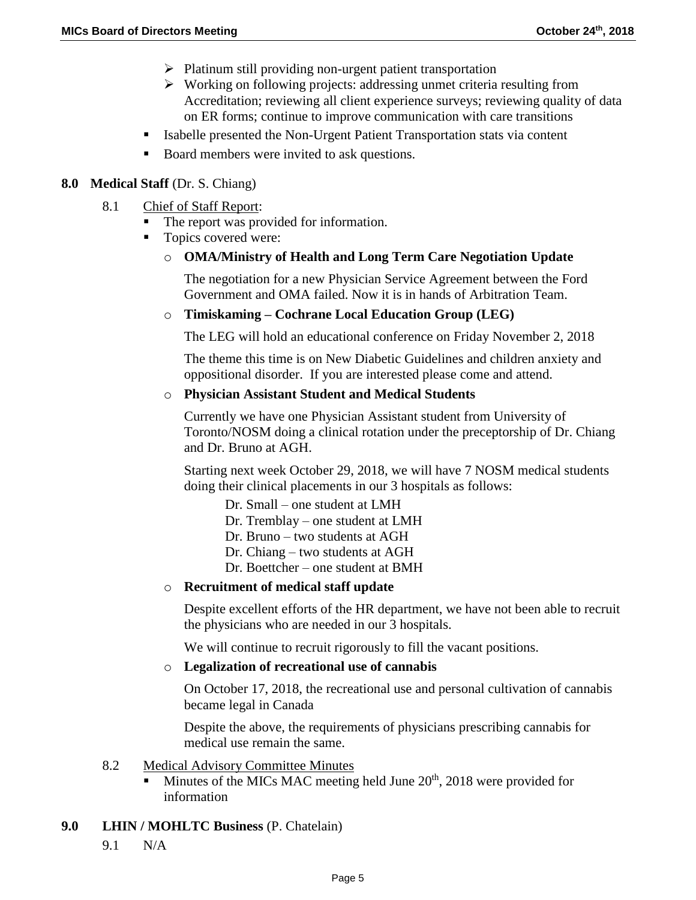- Platinum still providing non-urgent patient transportation
    - Working on following projects: addressing unmet criteria resulting from Accreditation; reviewing all client experience surveys; reviewing quality of data on ER forms; continue to improve communication with care transitions
- Isabelle presented the Non-Urgent Patient Transportation stats via content
- Board members were invited to ask questions.

**8.0 Medical Staff** (Dr. S. Chiang)

8.1 Chief of Staff Report:

- The report was provided for information.
- Topics covered were:
    - **OMA/Ministry of Health and Long Term Care Negotiation Update**

      The negotiation for a new Physician Service Agreement between the Ford Government and OMA failed. Now it is in hands of Arbitration Team.

    - **Timiskaming – Cochrane Local Education Group (LEG)**

      The LEG will hold an educational conference on Friday November 2, 2018

      The theme this time is on New Diabetic Guidelines and children anxiety and oppositional disorder. If you are interested please come and attend.

    - **Physician Assistant Student and Medical Students**

      Currently we have one Physician Assistant student from University of Toronto/NOSM doing a clinical rotation under the preceptorship of Dr. Chiang and Dr. Bruno at AGH.

      Starting next week October 29, 2018, we will have 7 NOSM medical students doing their clinical placements in our 3 hospitals as follows:

      Dr. Small – one student at LMH
      Dr. Tremblay – one student at LMH
      Dr. Bruno – two students at AGH
      Dr. Chiang – two students at AGH
      Dr. Boettcher – one student at BMH

    - **Recruitment of medical staff update**

      Despite excellent efforts of the HR department, we have not been able to recruit the physicians who are needed in our 3 hospitals.

      We will continue to recruit rigorously to fill the vacant positions.

    - **Legalization of recreational use of cannabis**

      On October 17, 2018, the recreational use and personal cultivation of cannabis became legal in Canada

      Despite the above, the requirements of physicians prescribing cannabis for medical use remain the same.

8.2 Medical Advisory Committee Minutes

- Minutes of the MICs MAC meeting held June 20th, 2018 were provided for information

**9.0 LHIN / MOHLTC Business** (P. Chatelain)

9.1 N/A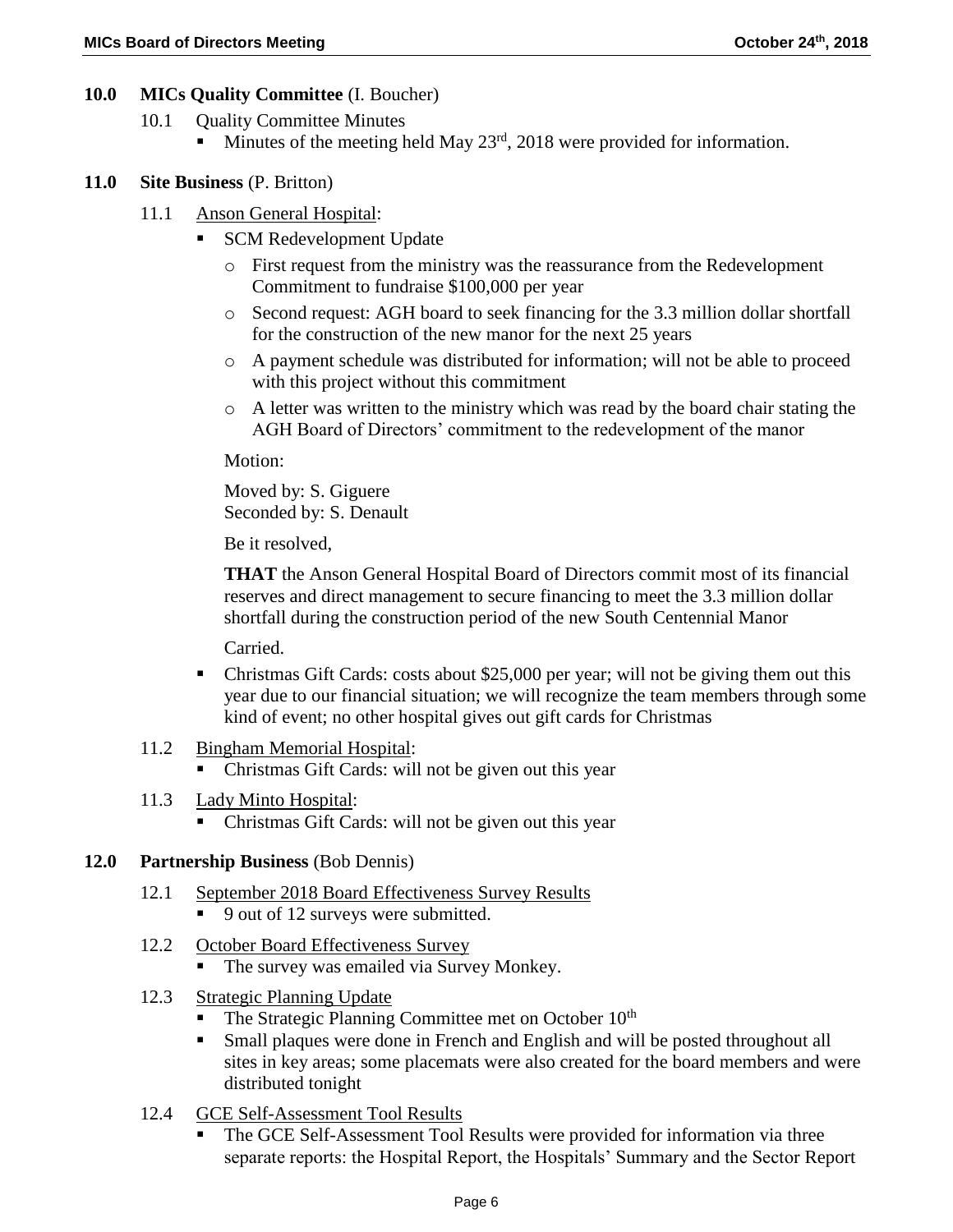**10.0 MICs Quality Committee** (I. Boucher)

10.1 Quality Committee Minutes

- Minutes of the meeting held May 23rd, 2018 were provided for information.

**11.0 Site Business** (P. Britton)

11.1 Anson General Hospital:

- SCM Redevelopment Update
  - First request from the ministry was the reassurance from the Redevelopment Commitment to fundraise $100,000 per year
  - Second request: AGH board to seek financing for the 3.3 million dollar shortfall for the construction of the new manor for the next 25 years
  - A payment schedule was distributed for information; will not be able to proceed with this project without this commitment
  - A letter was written to the ministry which was read by the board chair stating the AGH Board of Directors' commitment to the redevelopment of the manor

  Motion:

  Moved by: S. Giguere
  Seconded by: S. Denault

  Be it resolved,

  **THAT** the Anson General Hospital Board of Directors commit most of its financial reserves and direct management to secure financing to meet the 3.3 million dollar shortfall during the construction period of the new South Centennial Manor

  Carried.

- Christmas Gift Cards: costs about $25,000 per year; will not be giving them out this year due to our financial situation; we will recognize the team members through some kind of event; no other hospital gives out gift cards for Christmas

11.2 Bingham Memorial Hospital:

- Christmas Gift Cards: will not be given out this year

11.3 Lady Minto Hospital:

- Christmas Gift Cards: will not be given out this year

**12.0 Partnership Business** (Bob Dennis)

12.1 September 2018 Board Effectiveness Survey Results

- 9 out of 12 surveys were submitted.

12.2 October Board Effectiveness Survey

- The survey was emailed via Survey Monkey.

12.3 Strategic Planning Update

- The Strategic Planning Committee met on October 10th
- Small plaques were done in French and English and will be posted throughout all sites in key areas; some placemats were also created for the board members and were distributed tonight

12.4 GCE Self-Assessment Tool Results

- The GCE Self-Assessment Tool Results were provided for information via three separate reports: the Hospital Report, the Hospitals' Summary and the Sector Report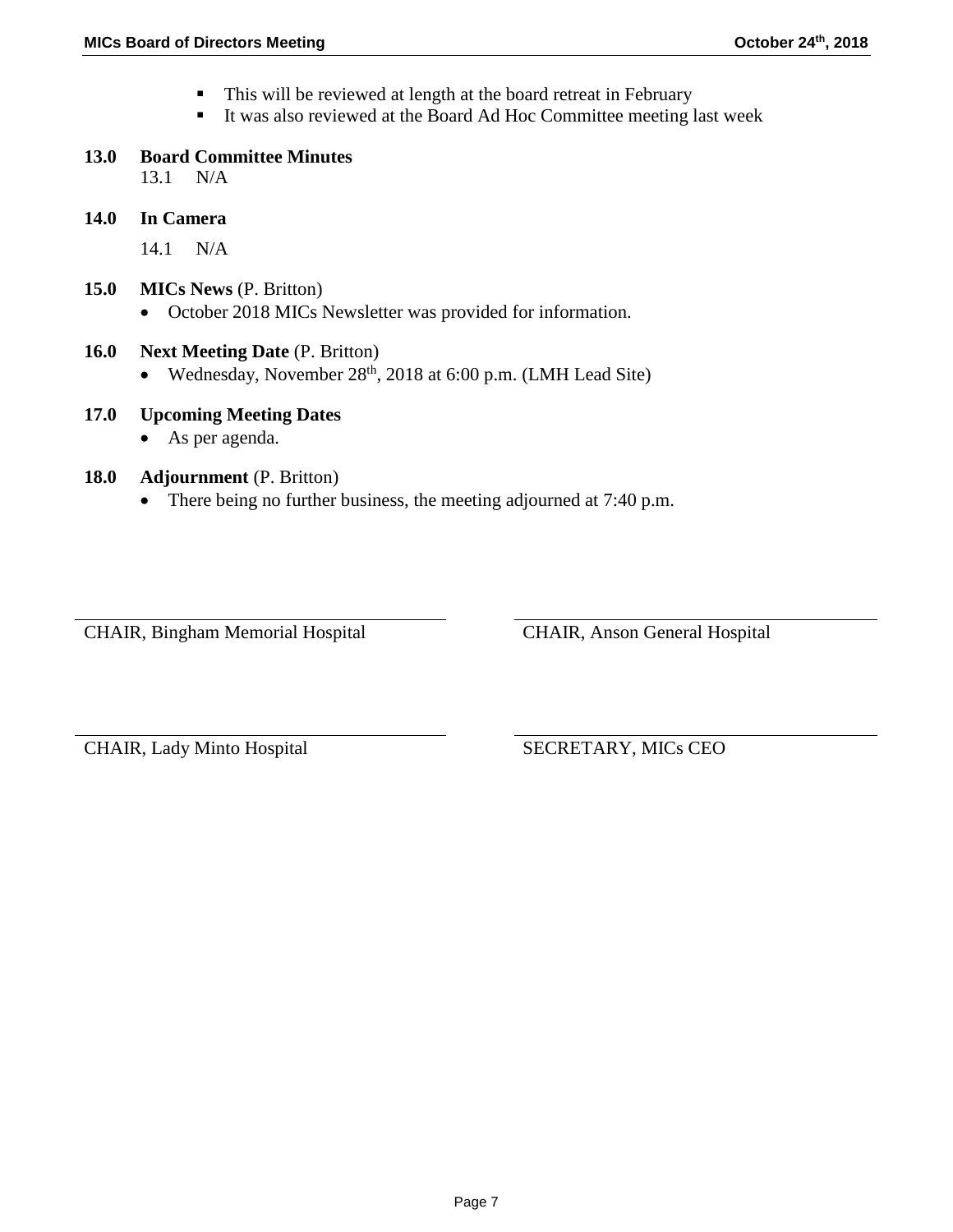- This will be reviewed at length at the board retreat in February
   - It was also reviewed at the Board Ad Hoc Committee meeting last week

**13.0 Board Committee Minutes**

13.1 N/A

**14.0 In Camera**

14.1 N/A

**15.0 MICs News** (P. Britton)

- October 2018 MICs Newsletter was provided for information.

**16.0 Next Meeting Date** (P. Britton)

- Wednesday, November 28th, 2018 at 6:00 p.m. (LMH Lead Site)

**17.0 Upcoming Meeting Dates**

- As per agenda.

**18.0 Adjournment** (P. Britton)

- There being no further business, the meeting adjourned at 7:40 p.m.

______________________________
CHAIR, Bingham Memorial Hospital

______________________________
CHAIR, Anson General Hospital

______________________________
CHAIR, Lady Minto Hospital

______________________________
SECRETARY, MICs CEO